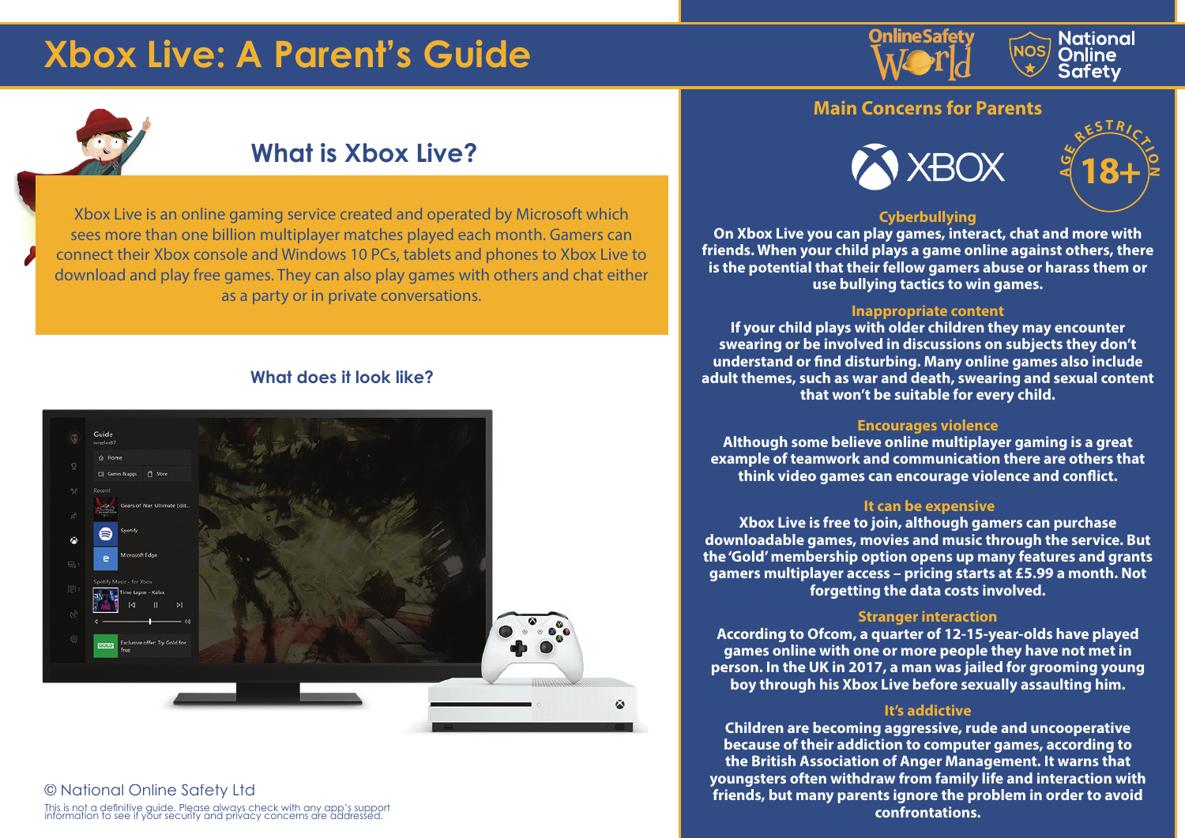# Xbox Live: A Parent's Guide

## What is Xbox Live?

Xbox Live is an online gaming service created and operated by Microsoft which sees more than one billion multiplayer matches played each month. Gamers can connect their Xbox console and Windows 10 PCs, tablets and phones to Xbox Live to download and play free games. They can also play games with others and chat either as a party or in private conversations.

### What does it look like?

© National Online Safety Ltd

This is not a definitive guide. Please always check with any app's support information to see if your security and privacy concerns are addressed.

## Main Concerns for Parents

AGE RESTRICTION 18+

### Cyberbullying

**On Xbox Live you can play games, interact, chat and more with friends. When your child plays a game online against others, there is the potential that their fellow gamers abuse or harass them or use bullying tactics to win games.**

### Inappropriate content

**If your child plays with older children they may encounter swearing or be involved in discussions on subjects they don't understand or find disturbing. Many online games also include adult themes, such as war and death, swearing and sexual content that won't be suitable for every child.**

### Encourages violence

**Although some believe online multiplayer gaming is a great example of teamwork and communication there are others that think video games can encourage violence and conflict.**

### It can be expensive

**Xbox Live is free to join, although gamers can purchase downloadable games, movies and music through the service. But the 'Gold' membership option opens up many features and grants gamers multiplayer access – pricing starts at £5.99 a month. Not forgetting the data costs involved.**

### Stranger interaction

**According to Ofcom, a quarter of 12-15-year-olds have played games online with one or more people they have not met in person. In the UK in 2017, a man was jailed for grooming young boy through his Xbox Live before sexually assaulting him.**

### It's addictive

**Children are becoming aggressive, rude and uncooperative because of their addiction to computer games, according to the British Association of Anger Management. It warns that youngsters often withdraw from family life and interaction with friends, but many parents ignore the problem in order to avoid confrontations.**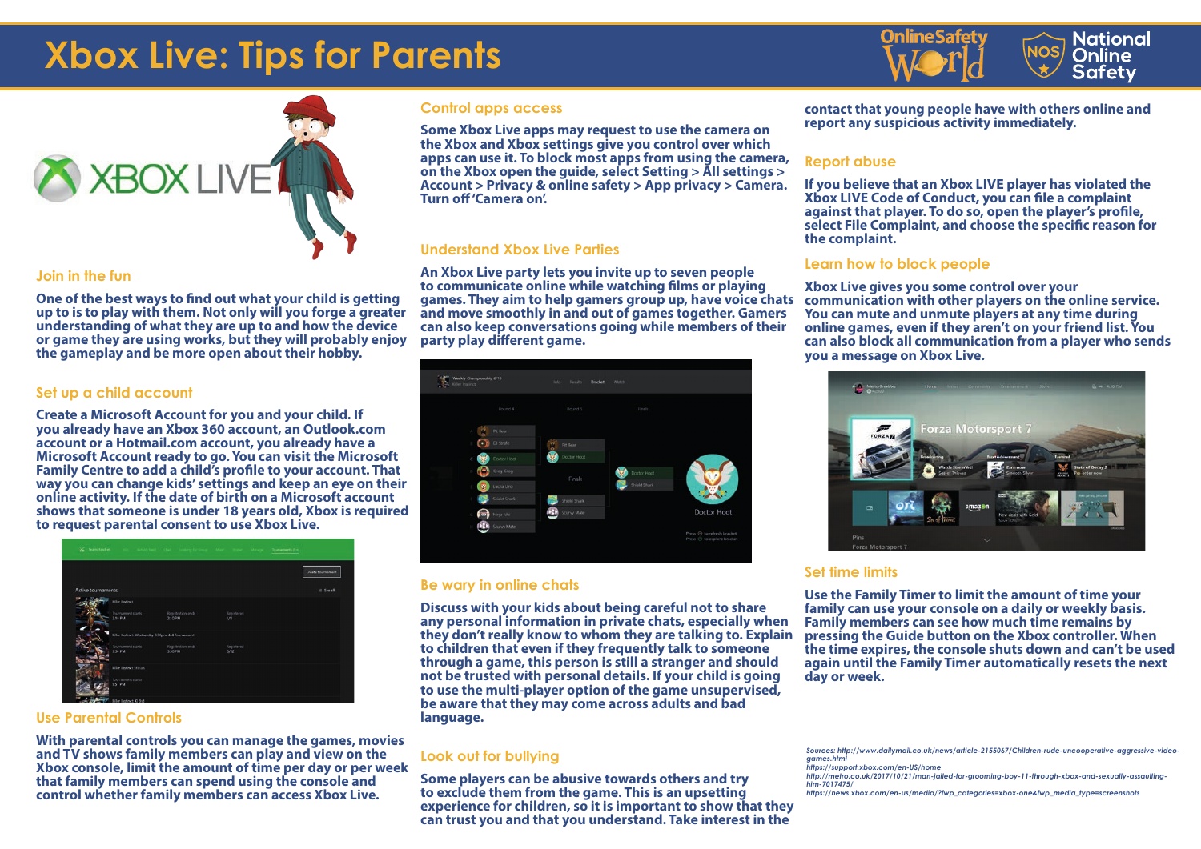# Xbox Live: Tips for Parents

## Join in the fun

One of the best ways to find out what your child is getting up to is to play with them. Not only will you forge a greater understanding of what they are up to and how the device or game they are using works, but they will probably enjoy the gameplay and be more open about their hobby.

## Set up a child account

Create a Microsoft Account for you and your child. If you already have an Xbox 360 account, an Outlook.com account or a Hotmail.com account, you already have a Microsoft Account ready to go. You can visit the Microsoft Family Centre to add a child's profile to your account. That way you can change kids' settings and keep an eye on their online activity. If the date of birth on a Microsoft account shows that someone is under 18 years old, Xbox is required to request parental consent to use Xbox Live.

## Use Parental Controls

With parental controls you can manage the games, movies and TV shows family members can play and view on the Xbox console, limit the amount of time per day or per week that family members can spend using the console and control whether family members can access Xbox Live.

## Control apps access

Some Xbox Live apps may request to use the camera on the Xbox and Xbox settings give you control over which apps can use it. To block most apps from using the camera, on the Xbox open the guide, select Setting > All settings > Account > Privacy & online safety > App privacy > Camera. Turn off 'Camera on'.

## Understand Xbox Live Parties

An Xbox Live party lets you invite up to seven people to communicate online while watching films or playing games. They aim to help gamers group up, have voice chats and move smoothly in and out of games together. Gamers can also keep conversations going while members of their party play different game.

## Be wary in online chats

Discuss with your kids about being careful not to share any personal information in private chats, especially when they don't really know to whom they are talking to. Explain to children that even if they frequently talk to someone through a game, this person is still a stranger and should not be trusted with personal details. If your child is going to use the multi-player option of the game unsupervised, be aware that they may come across adults and bad language.

## Look out for bullying

Some players can be abusive towards others and try to exclude them from the game. This is an upsetting experience for children, so it is important to show that they can trust you and that you understand. Take interest in the contact that young people have with others online and report any suspicious activity immediately.

## Report abuse

If you believe that an Xbox LIVE player has violated the Xbox LIVE Code of Conduct, you can file a complaint against that player. To do so, open the player's profile, select File Complaint, and choose the specific reason for the complaint.

## Learn how to block people

Xbox Live gives you some control over your communication with other players on the online service. You can mute and unmute players at any time during online games, even if they aren't on your friend list. You can also block all communication from a player who sends you a message on Xbox Live.

## Set time limits

Use the Family Timer to limit the amount of time your family can use your console on a daily or weekly basis. Family members can see how much time remains by pressing the Guide button on the Xbox controller. When the time expires, the console shuts down and can't be used again until the Family Timer automatically resets the next day or week.

*Sources: http://www.dailymail.co.uk/news/article-2155067/Children-rude-uncooperative-aggressive-video-games.html*
*https://support.xbox.com/en-US/home*
*http://metro.co.uk/2017/10/21/man-jailed-for-grooming-boy-11-through-xbox-and-sexually-assaulting-him-7017475/*
*https://news.xbox.com/en-us/media/?fwp_categories=xbox-one&fwp_media_type=screenshots*